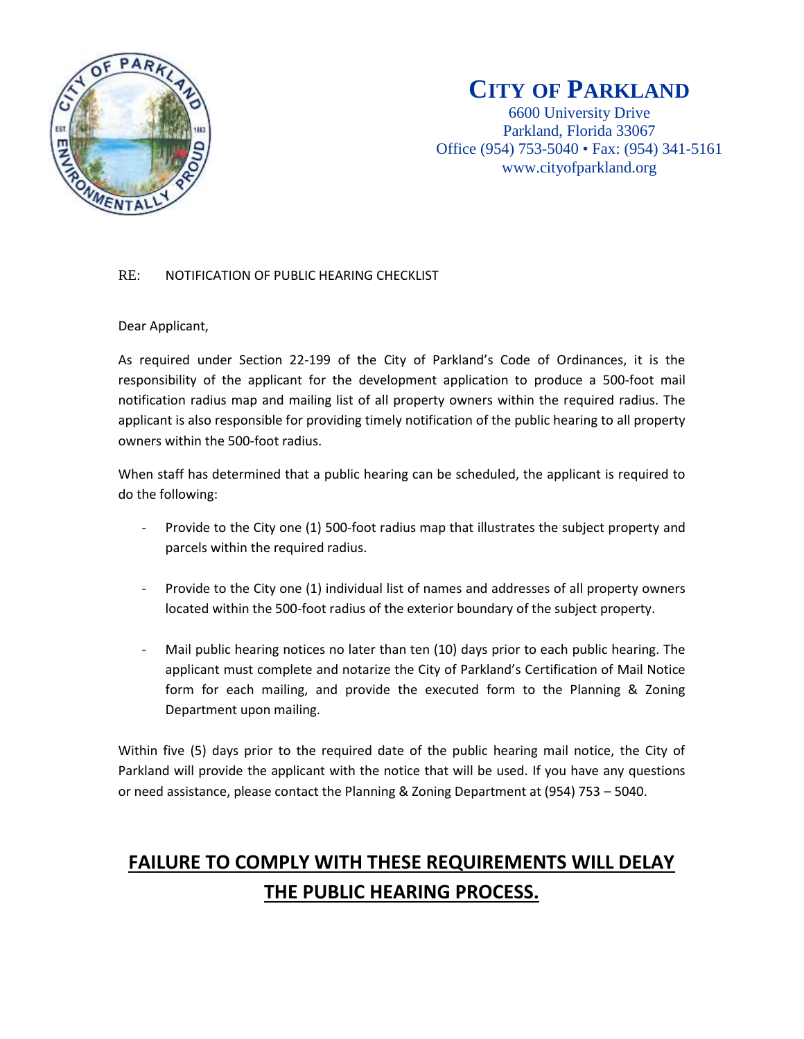# CITY OF PARKLAND

6600 University Drive
Parkland, Florida 33067
Office (954) 753-5040 • Fax: (954) 341-5161
www.cityofparkland.org

RE: NOTIFICATION OF PUBLIC HEARING CHECKLIST

Dear Applicant,

As required under Section 22-199 of the City of Parkland's Code of Ordinances, it is the responsibility of the applicant for the development application to produce a 500-foot mail notification radius map and mailing list of all property owners within the required radius. The applicant is also responsible for providing timely notification of the public hearing to all property owners within the 500-foot radius.

When staff has determined that a public hearing can be scheduled, the applicant is required to do the following:

- Provide to the City one (1) 500-foot radius map that illustrates the subject property and parcels within the required radius.
- Provide to the City one (1) individual list of names and addresses of all property owners located within the 500-foot radius of the exterior boundary of the subject property.
- Mail public hearing notices no later than ten (10) days prior to each public hearing. The applicant must complete and notarize the City of Parkland's Certification of Mail Notice form for each mailing, and provide the executed form to the Planning & Zoning Department upon mailing.

Within five (5) days prior to the required date of the public hearing mail notice, the City of Parkland will provide the applicant with the notice that will be used. If you have any questions or need assistance, please contact the Planning & Zoning Department at (954) 753 – 5040.

**FAILURE TO COMPLY WITH THESE REQUIREMENTS WILL DELAY THE PUBLIC HEARING PROCESS.**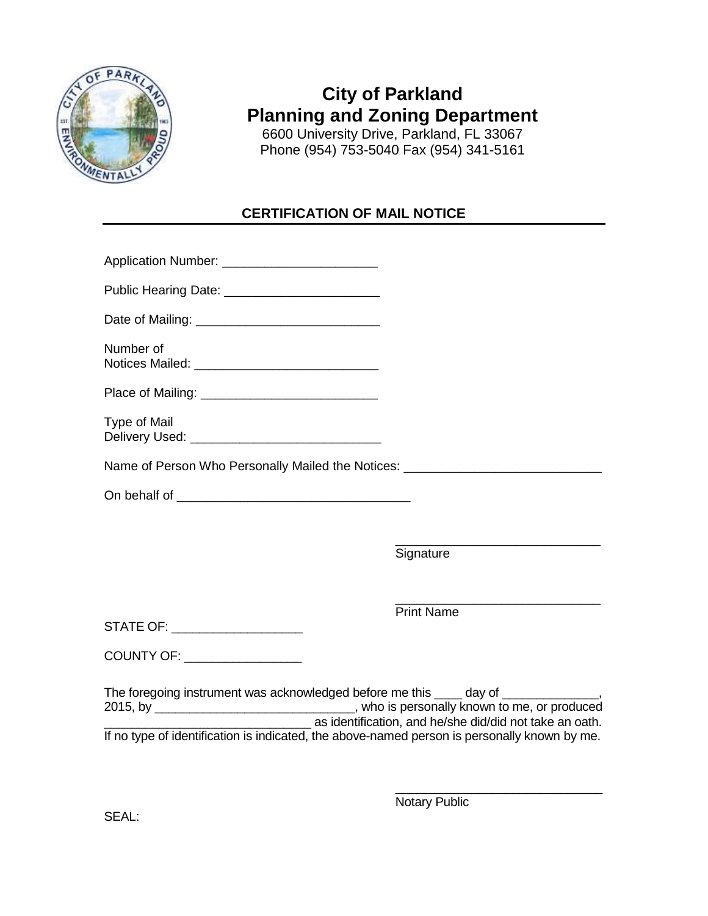**City of Parkland**
**Planning and Zoning Department**
6600 University Drive, Parkland, FL 33067
Phone (954) 753-5040 Fax (954) 341-5161

## CERTIFICATION OF MAIL NOTICE

Application Number: ______________________

Public Hearing Date: ______________________

Date of Mailing: __________________________

Number of
Notices Mailed: __________________________

Place of Mailing: _________________________

Type of Mail
Delivery Used: ___________________________

Name of Person Who Personally Mailed the Notices: ____________________________

On behalf of _________________________________

_____________________________
Signature

_____________________________
Print Name

STATE OF: ___________________

COUNTY OF: _________________

The foregoing instrument was acknowledged before me this ____ day of ______________, 2015, by _____________________________, who is personally known to me, or produced ______________________________ as identification, and he/she did/did not take an oath. If no type of identification is indicated, the above-named person is personally known by me.

_____________________________
Notary Public

SEAL: